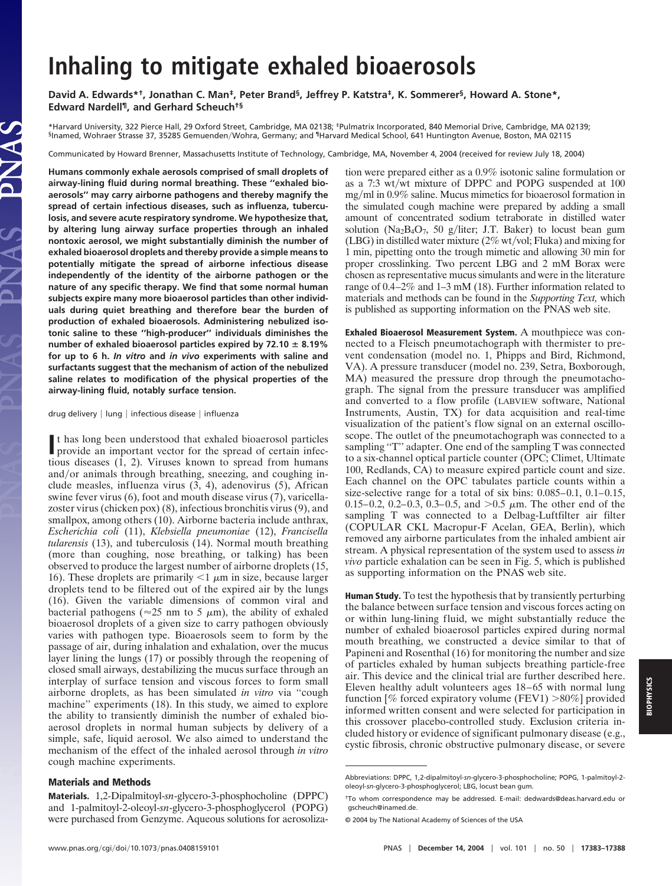# Inhaling to mitigate exhaled bioaerosols

**David A. Edwards*[†], Jonathan C. Man[‡], Peter Brand[§], Jeffrey P. Katstra[‡], K. Sommerer[§], Howard A. Stone*, Edward Nardell[¶], and Gerhard Scheuch[†§]**

*Harvard University, 322 Pierce Hall, 29 Oxford Street, Cambridge, MA 02138; [‡]Pulmatrix Incorporated, 840 Memorial Drive, Cambridge, MA 02139; [§]Inamed, Wohraer Strasse 37, 35285 Gemuenden/Wohra, Germany; and [¶]Harvard Medical School, 641 Huntington Avenue, Boston, MA 02115

Communicated by Howard Brenner, Massachusetts Institute of Technology, Cambridge, MA, November 4, 2004 (received for review July 18, 2004)

**Humans commonly exhale aerosols comprised of small droplets of airway-lining fluid during normal breathing. These "exhaled bioaerosols" may carry airborne pathogens and thereby magnify the spread of certain infectious diseases, such as influenza, tuberculosis, and severe acute respiratory syndrome. We hypothesize that, by altering lung airway surface properties through an inhaled nontoxic aerosol, we might substantially diminish the number of exhaled bioaerosol droplets and thereby provide a simple means to potentially mitigate the spread of airborne infectious disease independently of the identity of the airborne pathogen or the nature of any specific therapy. We find that some normal human subjects expire many more bioaerosol particles than other individuals during quiet breathing and therefore bear the burden of production of exhaled bioaerosols. Administering nebulized isotonic saline to these "high-producer" individuals diminishes the number of exhaled bioaerosol particles expired by 72.10 ± 8.19% for up to 6 h. *In vitro* and *in vivo* experiments with saline and surfactants suggest that the mechanism of action of the nebulized saline relates to modification of the physical properties of the airway-lining fluid, notably surface tension.**

drug delivery | lung | infectious disease | influenza

It has long been understood that exhaled bioaerosol particles provide an important vector for the spread of certain infectious diseases (1, 2). Viruses known to spread from humans and/or animals through breathing, sneezing, and coughing include measles, influenza virus (3, 4), adenovirus (5), African swine fever virus (6), foot and mouth disease virus (7), varicella-zoster virus (chicken pox) (8), infectious bronchitis virus (9), and smallpox, among others (10). Airborne bacteria include anthrax, *Escherichia coli* (11), *Klebsiella pneumoniae* (12), *Francisella tularensis* (13), and tuberculosis (14). Normal mouth breathing (more than coughing, nose breathing, or talking) has been observed to produce the largest number of airborne droplets (15, 16). These droplets are primarily <1 μm in size, because larger droplets tend to be filtered out of the expired air by the lungs (16). Given the variable dimensions of common viral and bacterial pathogens (≈25 nm to 5 μm), the ability of exhaled bioaerosol droplets of a given size to carry pathogen obviously varies with pathogen type. Bioaerosols seem to form by the passage of air, during inhalation and exhalation, over the mucus layer lining the lungs (17) or possibly through the reopening of closed small airways, destabilizing the mucus surface through an interplay of surface tension and viscous forces to form small airborne droplets, as has been simulated *in vitro* via "cough machine" experiments (18). In this study, we aimed to explore the ability to transiently diminish the number of exhaled bioaerosol droplets in normal human subjects by delivery of a simple, safe, liquid aerosol. We also aimed to understand the mechanism of the effect of the inhaled aerosol through *in vitro* cough machine experiments.

## Materials and Methods

**Materials.** 1,2-Dipalmitoyl-*sn*-glycero-3-phosphocholine (DPPC) and 1-palmitoyl-2-oleoyl-*sn*-glycero-3-phosphoglycerol (POPG) were purchased from Genzyme. Aqueous solutions for aerosolization were prepared either as a 0.9% isotonic saline formulation or as a 7:3 wt/wt mixture of DPPC and POPG suspended at 100 mg/ml in 0.9% saline. Mucus mimetics for bioaerosol formation in the simulated cough machine were prepared by adding a small amount of concentrated sodium tetraborate in distilled water solution ($Na_2B_4O_7$, 50 g/liter; J.T. Baker) to locust bean gum (LBG) in distilled water mixture (2% wt/vol; Fluka) and mixing for 1 min, pipetting onto the trough mimetic and allowing 30 min for proper crosslinking. Two percent LBG and 2 mM Borax were chosen as representative mucus simulants and were in the literature range of 0.4–2% and 1–3 mM (18). Further information related to materials and methods can be found in the *Supporting Text,* which is published as supporting information on the PNAS web site.

**Exhaled Bioaerosol Measurement System.** A mouthpiece was connected to a Fleisch pneumotachograph with thermister to prevent condensation (model no. 1, Phipps and Bird, Richmond, VA). A pressure transducer (model no. 239, Setra, Boxborough, MA) measured the pressure drop through the pneumotachograph. The signal from the pressure transducer was amplified and converted to a flow profile (LABVIEW software, National Instruments, Austin, TX) for data acquisition and real-time visualization of the patient's flow signal on an external oscilloscope. The outlet of the pneumotachograph was connected to a sampling "T" adapter. One end of the sampling T was connected to a six-channel optical particle counter (OPC; Climet, Ultimate 100, Redlands, CA) to measure expired particle count and size. Each channel on the OPC tabulates particle counts within a size-selective range for a total of six bins: 0.085–0.1, 0.1–0.15, 0.15–0.2, 0.2–0.3, 0.3–0.5, and >0.5 μm. The other end of the sampling T was connected to a Delbag-Luftfilter air filter (COPULAR CKL Macropur-F Acelan, GEA, Berlin), which removed any airborne particulates from the inhaled ambient air stream. A physical representation of the system used to assess *in vivo* particle exhalation can be seen in Fig. 5, which is published as supporting information on the PNAS web site.

**Human Study.** To test the hypothesis that by transiently perturbing the balance between surface tension and viscous forces acting on or within lung-lining fluid, we might substantially reduce the number of exhaled bioaerosol particles expired during normal mouth breathing, we constructed a device similar to that of Papineni and Rosenthal (16) for monitoring the number and size of particles exhaled by human subjects breathing particle-free air. This device and the clinical trial are further described here. Eleven healthy adult volunteers ages 18–65 with normal lung function [% forced expiratory volume (FEV1) >80%] provided informed written consent and were selected for participation in this crossover placebo-controlled study. Exclusion criteria included history or evidence of significant pulmonary disease (e.g., cystic fibrosis, chronic obstructive pulmonary disease, or severe

Abbreviations: DPPC, 1,2-dipalmitoyl-*sn*-glycero-3-phosphocholine; POPG, 1-palmitoyl-2-oleoyl-*sn*-glycero-3-phosphoglycerol; LBG, locust bean gum.

[†]To whom correspondence may be addressed. E-mail: dedwards@deas.harvard.edu or gscheuch@inamed.de.

© 2004 by The National Academy of Sciences of the USA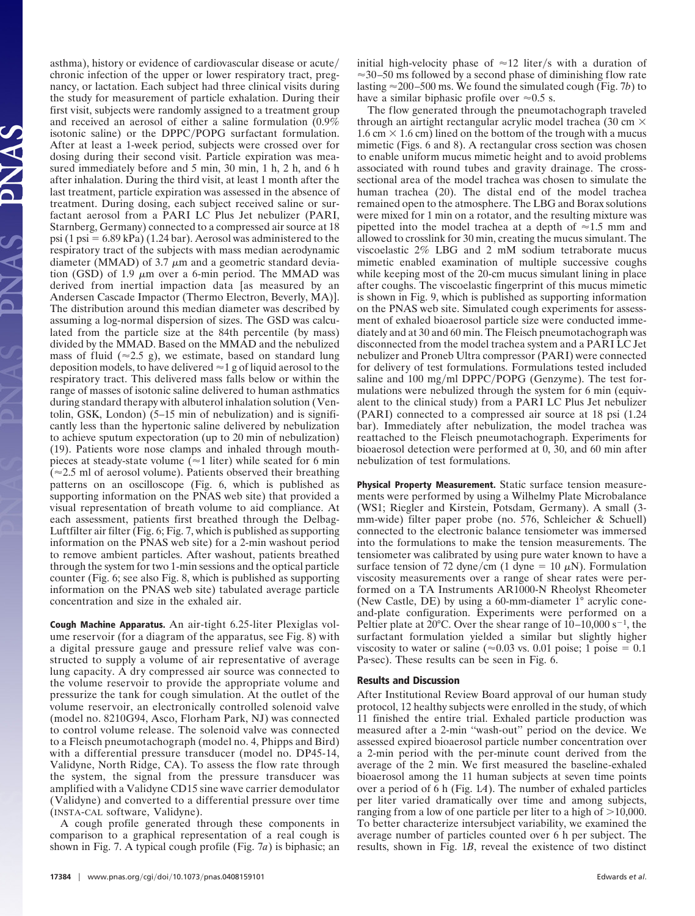asthma), history or evidence of cardiovascular disease or acute/chronic infection of the upper or lower respiratory tract, pregnancy, or lactation. Each subject had three clinical visits during the study for measurement of particle exhalation. During their first visit, subjects were randomly assigned to a treatment group and received an aerosol of either a saline formulation (0.9% isotonic saline) or the DPPC/POPG surfactant formulation. After at least a 1-week period, subjects were crossed over for dosing during their second visit. Particle expiration was measured immediately before and 5 min, 30 min, 1 h, 2 h, and 6 h after inhalation. During the third visit, at least 1 month after the last treatment, particle expiration was assessed in the absence of treatment. During dosing, each subject received saline or surfactant aerosol from a PARI LC Plus Jet nebulizer (PARI, Starnberg, Germany) connected to a compressed air source at 18 psi (1 psi = 6.89 kPa) (1.24 bar). Aerosol was administered to the respiratory tract of the subjects with mass median aerodynamic diameter (MMAD) of 3.7 $\mu$m and a geometric standard deviation (GSD) of 1.9 $\mu$m over a 6-min period. The MMAD was derived from inertial impaction data [as measured by an Andersen Cascade Impactor (Thermo Electron, Beverly, MA)]. The distribution around this median diameter was described by assuming a log-normal dispersion of sizes. The GSD was calculated from the particle size at the 84th percentile (by mass) divided by the MMAD. Based on the MMAD and the nebulized mass of fluid ($\approx$2.5 g), we estimate, based on standard lung deposition models, to have delivered $\approx$1 g of liquid aerosol to the respiratory tract. This delivered mass falls below or within the range of masses of isotonic saline delivered to human asthmatics during standard therapy with albuterol inhalation solution (Ventolin, GSK, London) (5–15 min of nebulization) and is significantly less than the hypertonic saline delivered by nebulization to achieve sputum expectoration (up to 20 min of nebulization) (19). Patients wore nose clamps and inhaled through mouthpieces at steady-state volume ($\approx$1 liter) while seated for 6 min ($\approx$2.5 ml of aerosol volume). Patients observed their breathing patterns on an oscilloscope (Fig. 6, which is published as supporting information on the PNAS web site) that provided a visual representation of breath volume to aid compliance. At each assessment, patients first breathed through the Delbag-Luftfilter air filter (Fig. 6; Fig. 7, which is published as supporting information on the PNAS web site) for a 2-min washout period to remove ambient particles. After washout, patients breathed through the system for two 1-min sessions and the optical particle counter (Fig. 6; see also Fig. 8, which is published as supporting information on the PNAS web site) tabulated average particle concentration and size in the exhaled air.

**Cough Machine Apparatus.** An air-tight 6.25-liter Plexiglas volume reservoir (for a diagram of the apparatus, see Fig. 8) with a digital pressure gauge and pressure relief valve was constructed to supply a volume of air representative of average lung capacity. A dry compressed air source was connected to the volume reservoir to provide the appropriate volume and pressurize the tank for cough simulation. At the outlet of the volume reservoir, an electronically controlled solenoid valve (model no. 8210G94, Asco, Florham Park, NJ) was connected to control volume release. The solenoid valve was connected to a Fleisch pneumotachograph (model no. 4, Phipps and Bird) with a differential pressure transducer (model no. DP45-14, Validyne, North Ridge, CA). To assess the flow rate through the system, the signal from the pressure transducer was amplified with a Validyne CD15 sine wave carrier demodulator (Validyne) and converted to a differential pressure over time (INSTA-CAL software, Validyne).

A cough profile generated through these components in comparison to a graphical representation of a real cough is shown in Fig. 7. A typical cough profile (Fig. 7*a*) is biphasic; an initial high-velocity phase of $\approx$12 liter/s with a duration of $\approx$30–50 ms followed by a second phase of diminishing flow rate lasting $\approx$200–500 ms. We found the simulated cough (Fig. 7*b*) to have a similar biphasic profile over $\approx$0.5 s.

The flow generated through the pneumotachograph traveled through an airtight rectangular acrylic model trachea (30 cm $\times$ 1.6 cm $\times$ 1.6 cm) lined on the bottom of the trough with a mucus mimetic (Figs. 6 and 8). A rectangular cross section was chosen to enable uniform mucus mimetic height and to avoid problems associated with round tubes and gravity drainage. The cross-sectional area of the model trachea was chosen to simulate the human trachea (20). The distal end of the model trachea remained open to the atmosphere. The LBG and Borax solutions were mixed for 1 min on a rotator, and the resulting mixture was pipetted into the model trachea at a depth of $\approx$1.5 mm and allowed to crosslink for 30 min, creating the mucus simulant. The viscoelastic 2% LBG and 2 mM sodium tetraborate mucus mimetic enabled examination of multiple successive coughs while keeping most of the 20-cm mucus simulant lining in place after coughs. The viscoelastic fingerprint of this mucus mimetic is shown in Fig. 9, which is published as supporting information on the PNAS web site. Simulated cough experiments for assessment of exhaled bioaerosol particle size were conducted immediately and at 30 and 60 min. The Fleisch pneumotachograph was disconnected from the model trachea system and a PARI LC Jet nebulizer and Proneb Ultra compressor (PARI) were connected for delivery of test formulations. Formulations tested included saline and 100 mg/ml DPPC/POPG (Genzyme). The test formulations were nebulized through the system for 6 min (equivalent to the clinical study) from a PARI LC Plus Jet nebulizer (PARI) connected to a compressed air source at 18 psi (1.24 bar). Immediately after nebulization, the model trachea was reattached to the Fleisch pneumotachograph. Experiments for bioaerosol detection were performed at 0, 30, and 60 min after nebulization of test formulations.

**Physical Property Measurement.** Static surface tension measurements were performed by using a Wilhelmy Plate Microbalance (WS1; Riegler and Kirstein, Potsdam, Germany). A small (3-mm-wide) filter paper probe (no. 576, Schleicher & Schuell) connected to the electronic balance tensiometer was immersed into the formulations to make the tension measurements. The tensiometer was calibrated by using pure water known to have a surface tension of 72 dyne/cm (1 dyne = 10 $\mu$N). Formulation viscosity measurements over a range of shear rates were performed on a TA Instruments AR1000-N Rheolyst Rheometer (New Castle, DE) by using a 60-mm-diameter 1° acrylic cone-and-plate configuration. Experiments were performed on a Peltier plate at 20°C. Over the shear range of 10–10,000 $s^{-1}$, the surfactant formulation yielded a similar but slightly higher viscosity to water or saline ($\approx$0.03 vs. 0.01 poise; 1 poise = 0.1 Pa·sec). These results can be seen in Fig. 6.

## Results and Discussion

After Institutional Review Board approval of our human study protocol, 12 healthy subjects were enrolled in the study, of which 11 finished the entire trial. Exhaled particle production was measured after a 2-min "wash-out" period on the device. We assessed expired bioaerosol particle number concentration over a 2-min period with the per-minute count derived from the average of the 2 min. We first measured the baseline-exhaled bioaerosol among the 11 human subjects at seven time points over a period of 6 h (Fig. 1*A*). The number of exhaled particles per liter varied dramatically over time and among subjects, ranging from a low of one particle per liter to a high of >10,000. To better characterize intersubject variability, we examined the average number of particles counted over 6 h per subject. The results, shown in Fig. 1*B*, reveal the existence of two distinct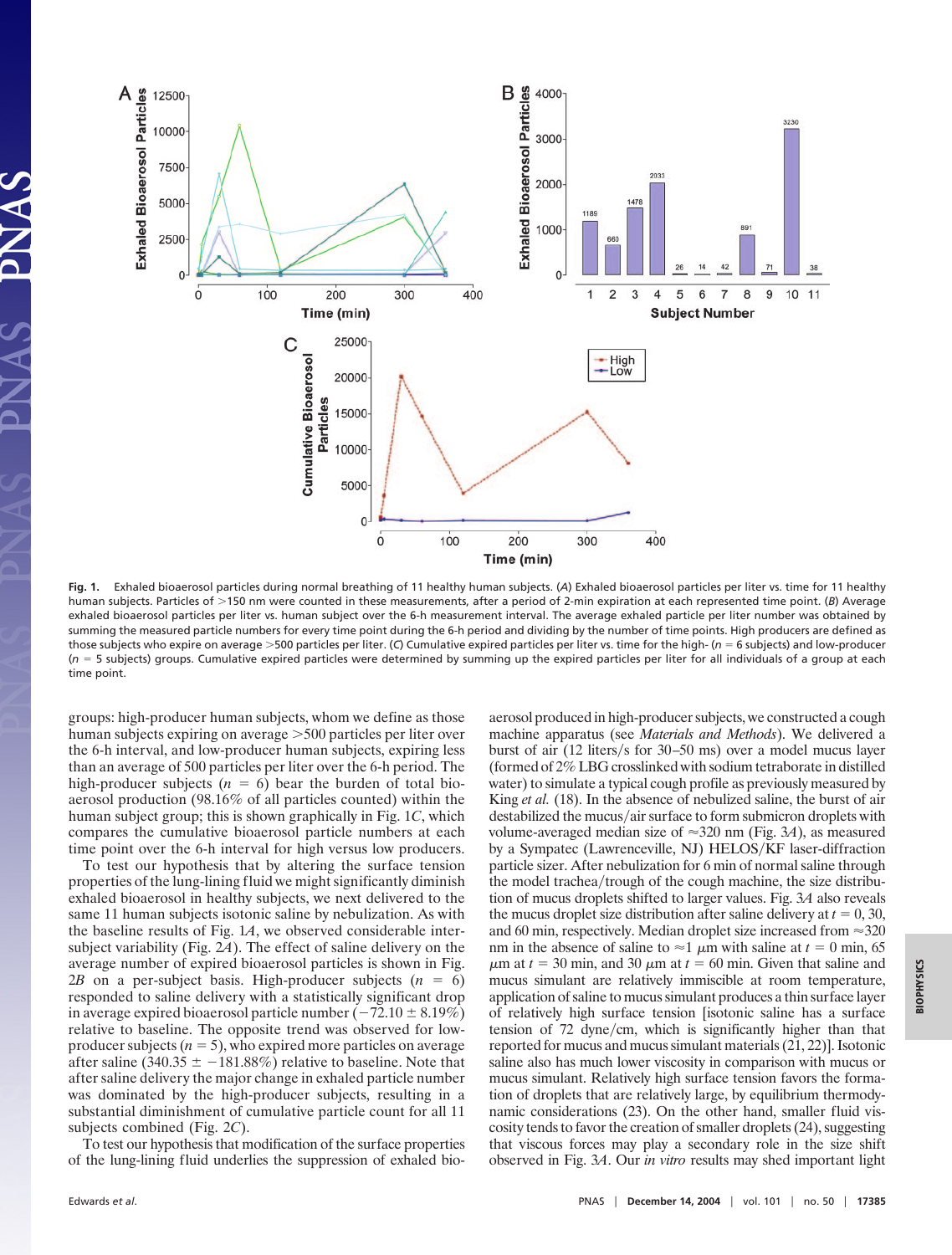Fig. 1. Exhaled bioaerosol particles during normal breathing of 11 healthy human subjects. (*A*) Exhaled bioaerosol particles per liter vs. time for 11 healthy human subjects. Particles of >150 nm were counted in these measurements, after a period of 2-min expiration at each represented time point. (*B*) Average exhaled bioaerosol particles per liter vs. human subject over the 6-h measurement interval. The average exhaled particle per liter number was obtained by summing the measured particle numbers for every time point during the 6-h period and dividing by the number of time points. High producers are defined as those subjects who expire on average >500 particles per liter. (*C*) Cumulative expired particles per liter vs. time for the high- ($n$ = 6 subjects) and low-producer ($n$ = 5 subjects) groups. Cumulative expired particles were determined by summing up the expired particles per liter for all individuals of a group at each time point.

groups: high-producer human subjects, whom we define as those human subjects expiring on average >500 particles per liter over the 6-h interval, and low-producer human subjects, expiring less than an average of 500 particles per liter over the 6-h period. The high-producer subjects ($n$ = 6) bear the burden of total bioaerosol production (98.16% of all particles counted) within the human subject group; this is shown graphically in Fig. 1*C*, which compares the cumulative bioaerosol particle numbers at each time point over the 6-h interval for high versus low producers.

To test our hypothesis that by altering the surface tension properties of the lung-lining fluid we might significantly diminish exhaled bioaerosol in healthy subjects, we next delivered to the same 11 human subjects isotonic saline by nebulization. As with the baseline results of Fig. 1*A*, we observed considerable intersubject variability (Fig. 2*A*). The effect of saline delivery on the average number of expired bioaerosol particles is shown in Fig. 2*B* on a per-subject basis. High-producer subjects ($n$ = 6) responded to saline delivery with a statistically significant drop in average expired bioaerosol particle number (−72.10 ± 8.19%) relative to baseline. The opposite trend was observed for low-producer subjects ($n$ = 5), who expired more particles on average after saline (340.35 ± −181.88%) relative to baseline. Note that after saline delivery the major change in exhaled particle number was dominated by the high-producer subjects, resulting in a substantial diminishment of cumulative particle count for all 11 subjects combined (Fig. 2*C*).

To test our hypothesis that modification of the surface properties of the lung-lining fluid underlies the suppression of exhaled bioaerosol produced in high-producer subjects, we constructed a cough machine apparatus (see *Materials and Methods*). We delivered a burst of air (12 liters/s for 30–50 ms) over a model mucus layer (formed of 2% LBG crosslinked with sodium tetraborate in distilled water) to simulate a typical cough profile as previously measured by King *et al.* (18). In the absence of nebulized saline, the burst of air destabilized the mucus/air surface to form submicron droplets with volume-averaged median size of ≈320 nm (Fig. 3*A*), as measured by a Sympatec (Lawrenceville, NJ) HELOS/KF laser-diffraction particle sizer. After nebulization for 6 min of normal saline through the model trachea/trough of the cough machine, the size distribution of mucus droplets shifted to larger values. Fig. 3*A* also reveals the mucus droplet size distribution after saline delivery at $t$ = 0, 30, and 60 min, respectively. Median droplet size increased from ≈320 nm in the absence of saline to ≈1 μm with saline at $t$ = 0 min, 65 μm at $t$ = 30 min, and 30 μm at $t$ = 60 min. Given that saline and mucus simulant are relatively immiscible at room temperature, application of saline to mucus simulant produces a thin surface layer of relatively high surface tension [isotonic saline has a surface tension of 72 dyne/cm, which is significantly higher than that reported for mucus and mucus simulant materials (21, 22)]. Isotonic saline also has much lower viscosity in comparison with mucus or mucus simulant. Relatively high surface tension favors the formation of droplets that are relatively large, by equilibrium thermodynamic considerations (23). On the other hand, smaller fluid viscosity tends to favor the creation of smaller droplets (24), suggesting that viscous forces may play a secondary role in the size shift observed in Fig. 3*A*. Our *in vitro* results may shed important light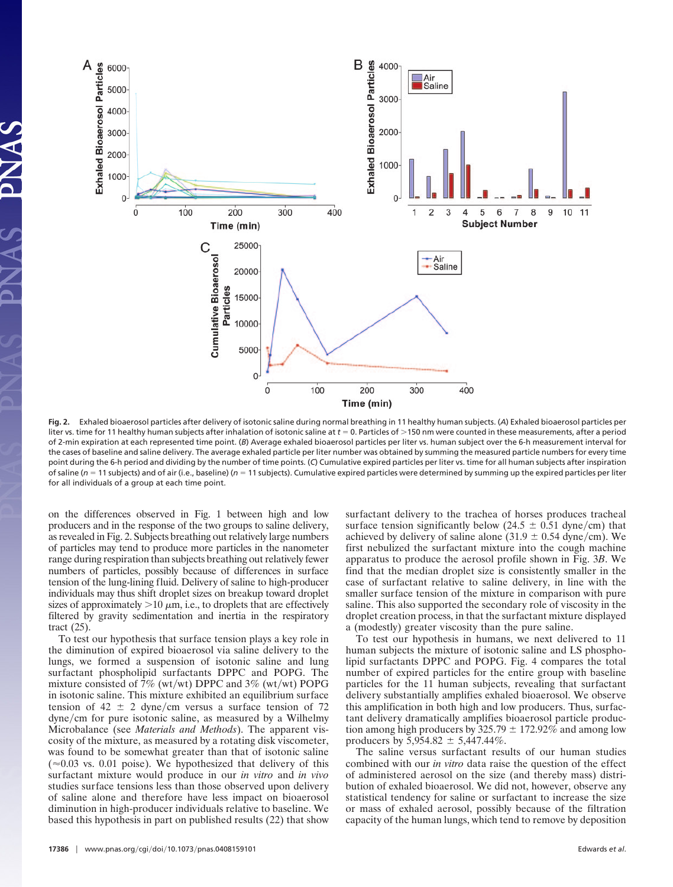**Fig. 2.** Exhaled bioaerosol particles after delivery of isotonic saline during normal breathing in 11 healthy human subjects. (*A*) Exhaled bioaerosol particles per liter vs. time for 11 healthy human subjects after inhalation of isotonic saline at $t = 0$. Particles of >150 nm were counted in these measurements, after a period of 2-min expiration at each represented time point. (*B*) Average exhaled bioaerosol particles per liter vs. human subject over the 6-h measurement interval for the cases of baseline and saline delivery. The average exhaled particle per liter number was obtained by summing the measured particle numbers for every time point during the 6-h period and dividing by the number of time points. (*C*) Cumulative expired particles per liter vs. time for all human subjects after inspiration of saline ($n = 11$ subjects) and of air (i.e., baseline) ($n = 11$ subjects). Cumulative expired particles were determined by summing up the expired particles per liter for all individuals of a group at each time point.

on the differences observed in Fig. 1 between high and low producers and in the response of the two groups to saline delivery, as revealed in Fig. 2. Subjects breathing out relatively large numbers of particles may tend to produce more particles in the nanometer range during respiration than subjects breathing out relatively fewer numbers of particles, possibly because of differences in surface tension of the lung-lining fluid. Delivery of saline to high-producer individuals may thus shift droplet sizes on breakup toward droplet sizes of approximately >10 μm, i.e., to droplets that are effectively filtered by gravity sedimentation and inertia in the respiratory tract (25).

To test our hypothesis that surface tension plays a key role in the diminution of expired bioaerosol via saline delivery to the lungs, we formed a suspension of isotonic saline and lung surfactant phospholipid surfactants DPPC and POPG. The mixture consisted of 7% (wt/wt) DPPC and 3% (wt/wt) POPG in isotonic saline. This mixture exhibited an equilibrium surface tension of $42 \pm 2$ dyne/cm versus a surface tension of 72 dyne/cm for pure isotonic saline, as measured by a Wilhelmy Microbalance (see *Materials and Methods*). The apparent viscosity of the mixture, as measured by a rotating disk viscometer, was found to be somewhat greater than that of isotonic saline (≈0.03 vs. 0.01 poise). We hypothesized that delivery of this surfactant mixture would produce in our *in vitro* and *in vivo* studies surface tensions less than those observed upon delivery of saline alone and therefore have less impact on bioaerosol diminution in high-producer individuals relative to baseline. We based this hypothesis in part on published results (22) that show surfactant delivery to the trachea of horses produces tracheal surface tension significantly below ($24.5 \pm 0.51$ dyne/cm) that achieved by delivery of saline alone ($31.9 \pm 0.54$ dyne/cm). We first nebulized the surfactant mixture into the cough machine apparatus to produce the aerosol profile shown in Fig. 3*B*. We find that the median droplet size is consistently smaller in the case of surfactant relative to saline delivery, in line with the smaller surface tension of the mixture in comparison with pure saline. This also supported the secondary role of viscosity in the droplet creation process, in that the surfactant mixture displayed a (modestly) greater viscosity than the pure saline.

To test our hypothesis in humans, we next delivered to 11 human subjects the mixture of isotonic saline and LS phospholipid surfactants DPPC and POPG. Fig. 4 compares the total number of expired particles for the entire group with baseline particles for the 11 human subjects, revealing that surfactant delivery substantially amplifies exhaled bioaerosol. We observe this amplification in both high and low producers. Thus, surfactant delivery dramatically amplifies bioaerosol particle production among high producers by $325.79 \pm 172.92\%$ and among low producers by $5{,}954.82 \pm 5{,}447.44\%$.

The saline versus surfactant results of our human studies combined with our *in vitro* data raise the question of the effect of administered aerosol on the size (and thereby mass) distribution of exhaled bioaerosol. We did not, however, observe any statistical tendency for saline or surfactant to increase the size or mass of exhaled aerosol, possibly because of the filtration capacity of the human lungs, which tend to remove by deposition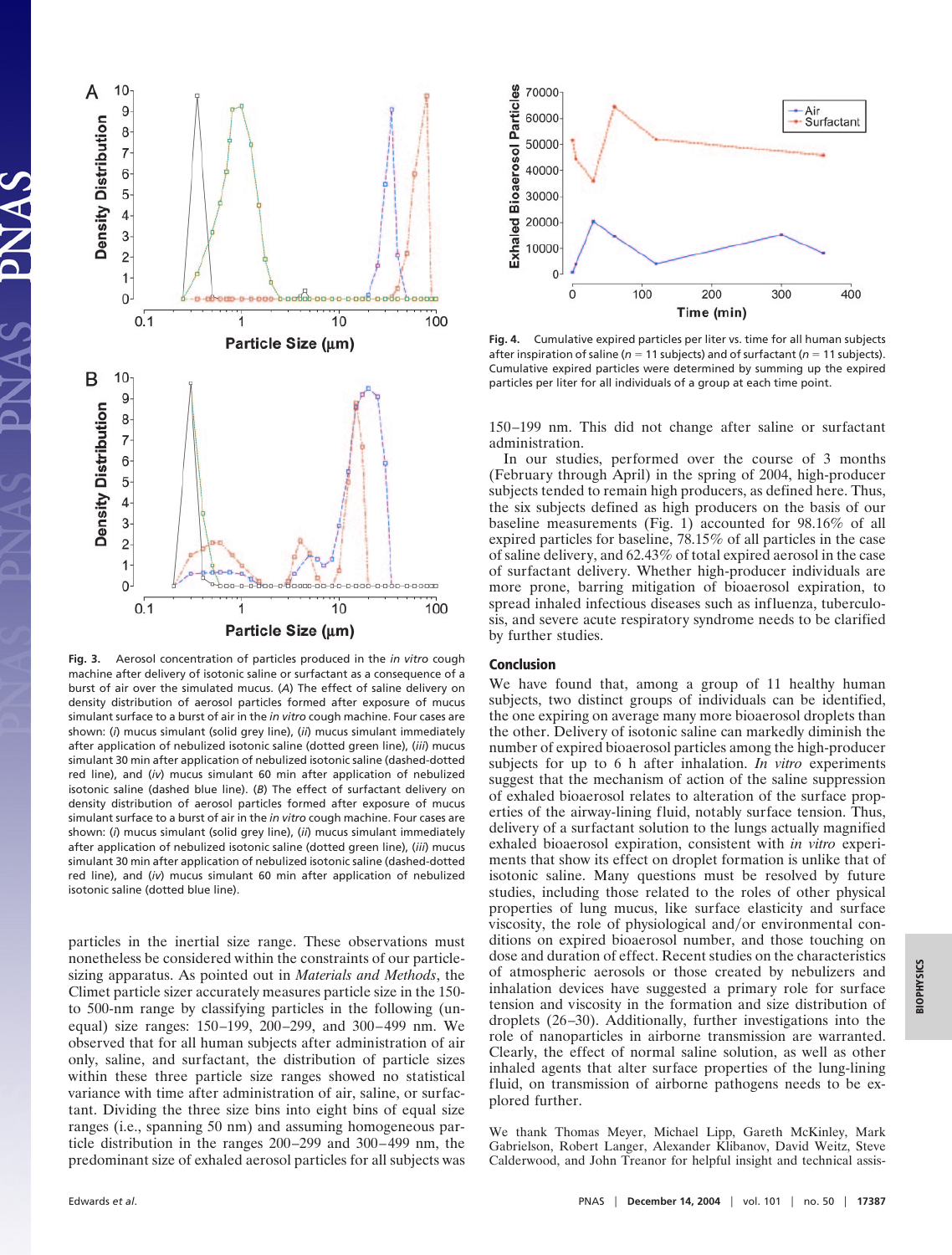Fig. 3. Aerosol concentration of particles produced in the *in vitro* cough machine after delivery of isotonic saline or surfactant as a consequence of a burst of air over the simulated mucus. (*A*) The effect of saline delivery on density distribution of aerosol particles formed after exposure of mucus simulant surface to a burst of air in the *in vitro* cough machine. Four cases are shown: (*i*) mucus simulant (solid grey line), (*ii*) mucus simulant immediately after application of nebulized isotonic saline (dotted green line), (*iii*) mucus simulant 30 min after application of nebulized isotonic saline (dashed-dotted red line), and (*iv*) mucus simulant 60 min after application of nebulized isotonic saline (dashed blue line). (*B*) The effect of surfactant delivery on density distribution of aerosol particles formed after exposure of mucus simulant surface to a burst of air in the *in vitro* cough machine. Four cases are shown: (*i*) mucus simulant (solid grey line), (*ii*) mucus simulant immediately after application of nebulized isotonic saline (dotted green line), (*iii*) mucus simulant 30 min after application of nebulized isotonic saline (dashed-dotted red line), and (*iv*) mucus simulant 60 min after application of nebulized isotonic saline (dotted blue line).

Fig. 4. Cumulative expired particles per liter vs. time for all human subjects after inspiration of saline ($n$ = 11 subjects) and of surfactant ($n$ = 11 subjects). Cumulative expired particles were determined by summing up the expired particles per liter for all individuals of a group at each time point.

particles in the inertial size range. These observations must nonetheless be considered within the constraints of our particle-sizing apparatus. As pointed out in *Materials and Methods*, the Climet particle sizer accurately measures particle size in the 150- to 500-nm range by classifying particles in the following (unequal) size ranges: 150–199, 200–299, and 300–499 nm. We observed that for all human subjects after administration of air only, saline, and surfactant, the distribution of particle sizes within these three particle size ranges showed no statistical variance with time after administration of air, saline, or surfactant. Dividing the three size bins into eight bins of equal size ranges (i.e., spanning 50 nm) and assuming homogeneous particle distribution in the ranges 200–299 and 300–499 nm, the predominant size of exhaled aerosol particles for all subjects was 150–199 nm. This did not change after saline or surfactant administration.

In our studies, performed over the course of 3 months (February through April) in the spring of 2004, high-producer subjects tended to remain high producers, as defined here. Thus, the six subjects defined as high producers on the basis of our baseline measurements (Fig. 1) accounted for 98.16% of all expired particles for baseline, 78.15% of all particles in the case of saline delivery, and 62.43% of total expired aerosol in the case of surfactant delivery. Whether high-producer individuals are more prone, barring mitigation of bioaerosol expiration, to spread inhaled infectious diseases such as influenza, tuberculosis, and severe acute respiratory syndrome needs to be clarified by further studies.

## Conclusion

We have found that, among a group of 11 healthy human subjects, two distinct groups of individuals can be identified, the one expiring on average many more bioaerosol droplets than the other. Delivery of isotonic saline can markedly diminish the number of expired bioaerosol particles among the high-producer subjects for up to 6 h after inhalation. *In vitro* experiments suggest that the mechanism of action of the saline suppression of exhaled bioaerosol relates to alteration of the surface properties of the airway-lining fluid, notably surface tension. Thus, delivery of a surfactant solution to the lungs actually magnified exhaled bioaerosol expiration, consistent with *in vitro* experiments that show its effect on droplet formation is unlike that of isotonic saline. Many questions must be resolved by future studies, including those related to the roles of other physical properties of lung mucus, like surface elasticity and surface viscosity, the role of physiological and/or environmental conditions on expired bioaerosol number, and those touching on dose and duration of effect. Recent studies on the characteristics of atmospheric aerosols or those created by nebulizers and inhalation devices have suggested a primary role for surface tension and viscosity in the formation and size distribution of droplets (26–30). Additionally, further investigations into the role of nanoparticles in airborne transmission are warranted. Clearly, the effect of normal saline solution, as well as other inhaled agents that alter surface properties of the lung-lining fluid, on transmission of airborne pathogens needs to be explored further.

We thank Thomas Meyer, Michael Lipp, Gareth McKinley, Mark Gabrielson, Robert Langer, Alexander Klibanov, David Weitz, Steve Calderwood, and John Treanor for helpful insight and technical assis-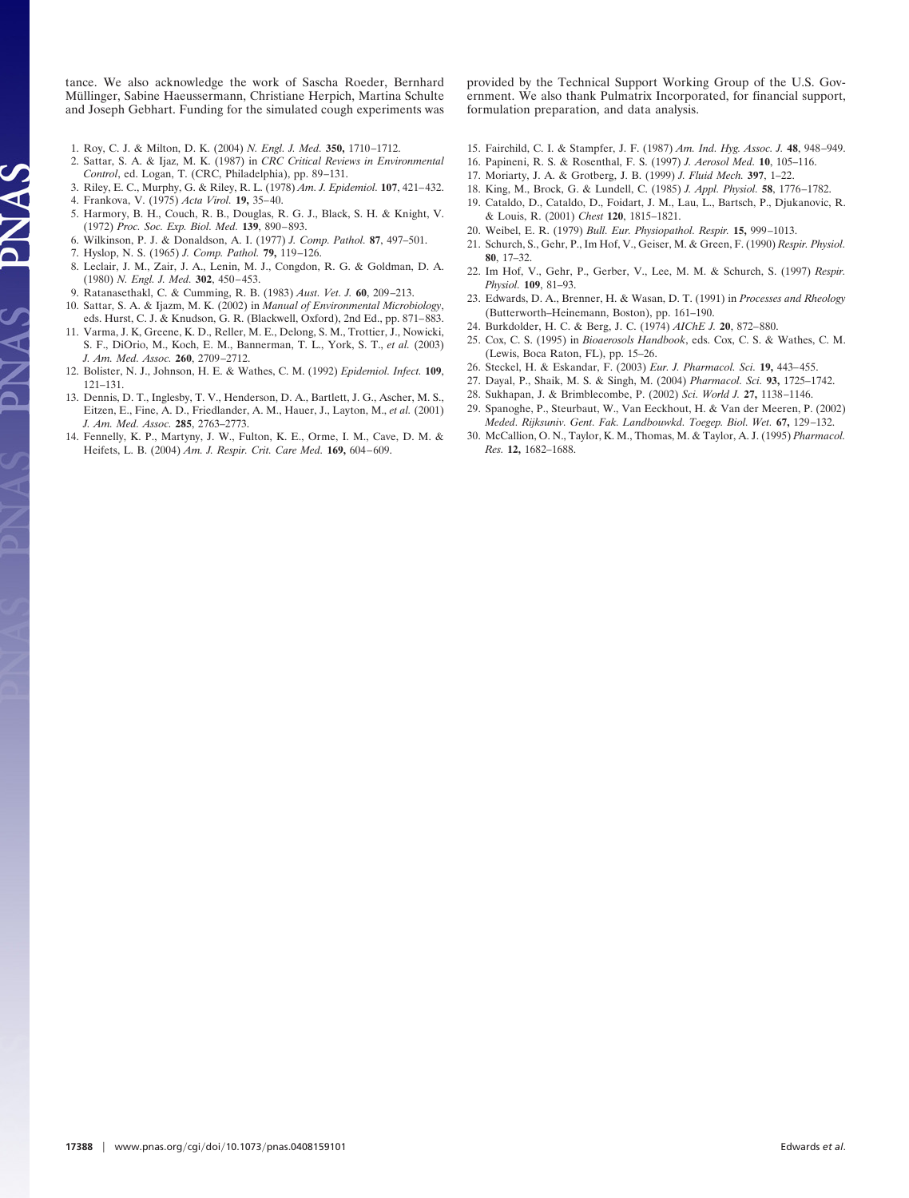tance. We also acknowledge the work of Sascha Roeder, Bernhard Müllinger, Sabine Haeussermann, Christiane Herpich, Martina Schulte and Joseph Gebhart. Funding for the simulated cough experiments was provided by the Technical Support Working Group of the U.S. Government. We also thank Pulmatrix Incorporated, for financial support, formulation preparation, and data analysis.

1. Roy, C. J. & Milton, D. K. (2004) *N. Engl. J. Med.* **350,** 1710–1712.
2. Sattar, S. A. & Ijaz, M. K. (1987) in *CRC Critical Reviews in Environmental Control*, ed. Logan, T. (CRC, Philadelphia), pp. 89–131.
3. Riley, E. C., Murphy, G. & Riley, R. L. (1978) *Am. J. Epidemiol.* **107**, 421–432.
4. Frankova, V. (1975) *Acta Virol.* **19,** 35–40.
5. Harmory, B. H., Couch, R. B., Douglas, R. G. J., Black, S. H. & Knight, V. (1972) *Proc. Soc. Exp. Biol. Med.* **139**, 890–893.
6. Wilkinson, P. J. & Donaldson, A. I. (1977) *J. Comp. Pathol.* **87**, 497–501.
7. Hyslop, N. S. (1965) *J. Comp. Pathol.* **79,** 119–126.
8. Leclair, J. M., Zair, J. A., Lenin, M. J., Congdon, R. G. & Goldman, D. A. (1980) *N. Engl. J. Med.* **302**, 450–453.
9. Ratanasethakl, C. & Cumming, R. B. (1983) *Aust. Vet. J.* **60**, 209–213.
10. Sattar, S. A. & Ijazm, M. K. (2002) in *Manual of Environmental Microbiology*, eds. Hurst, C. J. & Knudson, G. R. (Blackwell, Oxford), 2nd Ed., pp. 871–883.
11. Varma, J. K, Greene, K. D., Reller, M. E., Delong, S. M., Trottier, J., Nowicki, S. F., DiOrio, M., Koch, E. M., Bannerman, T. L., York, S. T., *et al.* (2003) *J. Am. Med. Assoc.* **260**, 2709–2712.
12. Bolister, N. J., Johnson, H. E. & Wathes, C. M. (1992) *Epidemiol. Infect.* **109**, 121–131.
13. Dennis, D. T., Inglesby, T. V., Henderson, D. A., Bartlett, J. G., Ascher, M. S., Eitzen, E., Fine, A. D., Friedlander, A. M., Hauer, J., Layton, M., *et al.* (2001) *J. Am. Med. Assoc.* **285**, 2763–2773.
14. Fennelly, K. P., Martyny, J. W., Fulton, K. E., Orme, I. M., Cave, D. M. & Heifets, L. B. (2004) *Am. J. Respir. Crit. Care Med.* **169,** 604–609.
15. Fairchild, C. I. & Stampfer, J. F. (1987) *Am. Ind. Hyg. Assoc. J.* **48**, 948–949.
16. Papineni, R. S. & Rosenthal, F. S. (1997) *J. Aerosol Med.* **10**, 105–116.
17. Moriarty, J. A. & Grotberg, J. B. (1999) *J. Fluid Mech.* **397**, 1–22.
18. King, M., Brock, G. & Lundell, C. (1985) *J. Appl. Physiol.* **58**, 1776–1782.
19. Cataldo, D., Cataldo, D., Foidart, J. M., Lau, L., Bartsch, P., Djukanovic, R. & Louis, R. (2001) *Chest* **120**, 1815–1821.
20. Weibel, E. R. (1979) *Bull. Eur. Physiopathol. Respir.* **15,** 999–1013.
21. Schurch, S., Gehr, P., Im Hof, V., Geiser, M. & Green, F. (1990) *Respir. Physiol.* **80**, 17–32.
22. Im Hof, V., Gehr, P., Gerber, V., Lee, M. M. & Schurch, S. (1997) *Respir. Physiol.* **109**, 81–93.
23. Edwards, D. A., Brenner, H. & Wasan, D. T. (1991) in *Processes and Rheology* (Butterworth–Heinemann, Boston), pp. 161–190.
24. Burkdolder, H. C. & Berg, J. C. (1974) *AIChE J.* **20**, 872–880.
25. Cox, C. S. (1995) in *Bioaerosols Handbook*, eds. Cox, C. S. & Wathes, C. M. (Lewis, Boca Raton, FL), pp. 15–26.
26. Steckel, H. & Eskandar, F. (2003) *Eur. J. Pharmacol. Sci.* **19,** 443–455.
27. Dayal, P., Shaik, M. S. & Singh, M. (2004) *Pharmacol. Sci.* **93,** 1725–1742.
28. Sukhapan, J. & Brimblecombe, P. (2002) *Sci. World J.* **27,** 1138–1146.
29. Spanoghe, P., Steurbaut, W., Van Eeckhout, H. & Van der Meeren, P. (2002) *Meded. Rijksuniv. Gent. Fak. Landbouwkd. Toegep. Biol. Wet.* **67,** 129–132.
30. McCallion, O. N., Taylor, K. M., Thomas, M. & Taylor, A. J. (1995) *Pharmacol. Res.* **12,** 1682–1688.